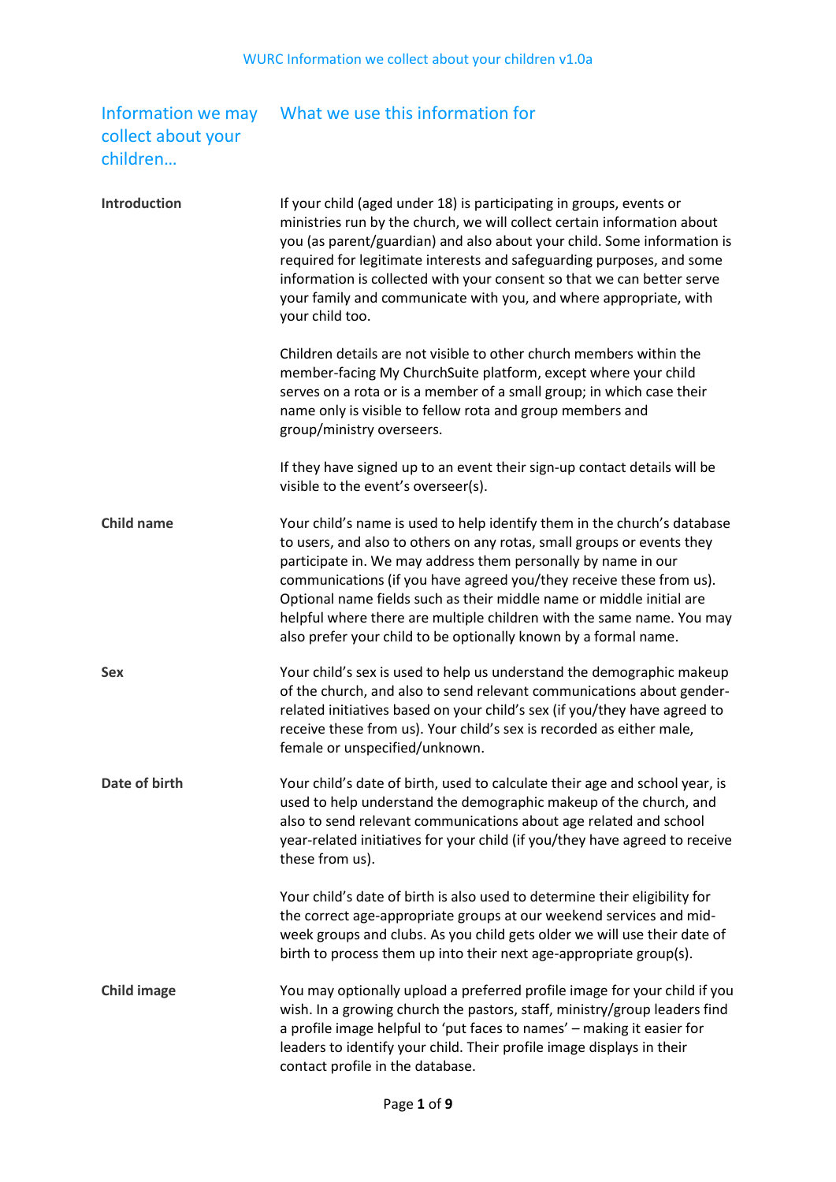| Information we may collect about your children… | What we use this information for |
|---|---|
| **Introduction** | If your child (aged under 18) is participating in groups, events or ministries run by the church, we will collect certain information about you (as parent/guardian) and also about your child. Some information is required for legitimate interests and safeguarding purposes, and some information is collected with your consent so that we can better serve your family and communicate with you, and where appropriate, with your child too.<br><br>Children details are not visible to other church members within the member-facing My ChurchSuite platform, except where your child serves on a rota or is a member of a small group; in which case their name only is visible to fellow rota and group members and group/ministry overseers.<br><br>If they have signed up to an event their sign-up contact details will be visible to the event's overseer(s). |
| **Child name** | Your child's name is used to help identify them in the church's database to users, and also to others on any rotas, small groups or events they participate in. We may address them personally by name in our communications (if you have agreed you/they receive these from us). Optional name fields such as their middle name or middle initial are helpful where there are multiple children with the same name. You may also prefer your child to be optionally known by a formal name. |
| **Sex** | Your child's sex is used to help us understand the demographic makeup of the church, and also to send relevant communications about gender-related initiatives based on your child's sex (if you/they have agreed to receive these from us). Your child's sex is recorded as either male, female or unspecified/unknown. |
| **Date of birth** | Your child's date of birth, used to calculate their age and school year, is used to help understand the demographic makeup of the church, and also to send relevant communications about age related and school year-related initiatives for your child (if you/they have agreed to receive these from us).<br><br>Your child's date of birth is also used to determine their eligibility for the correct age-appropriate groups at our weekend services and mid-week groups and clubs. As you child gets older we will use their date of birth to process them up into their next age-appropriate group(s). |
| **Child image** | You may optionally upload a preferred profile image for your child if you wish. In a growing church the pastors, staff, ministry/group leaders find a profile image helpful to 'put faces to names' – making it easier for leaders to identify your child. Their profile image displays in their contact profile in the database. |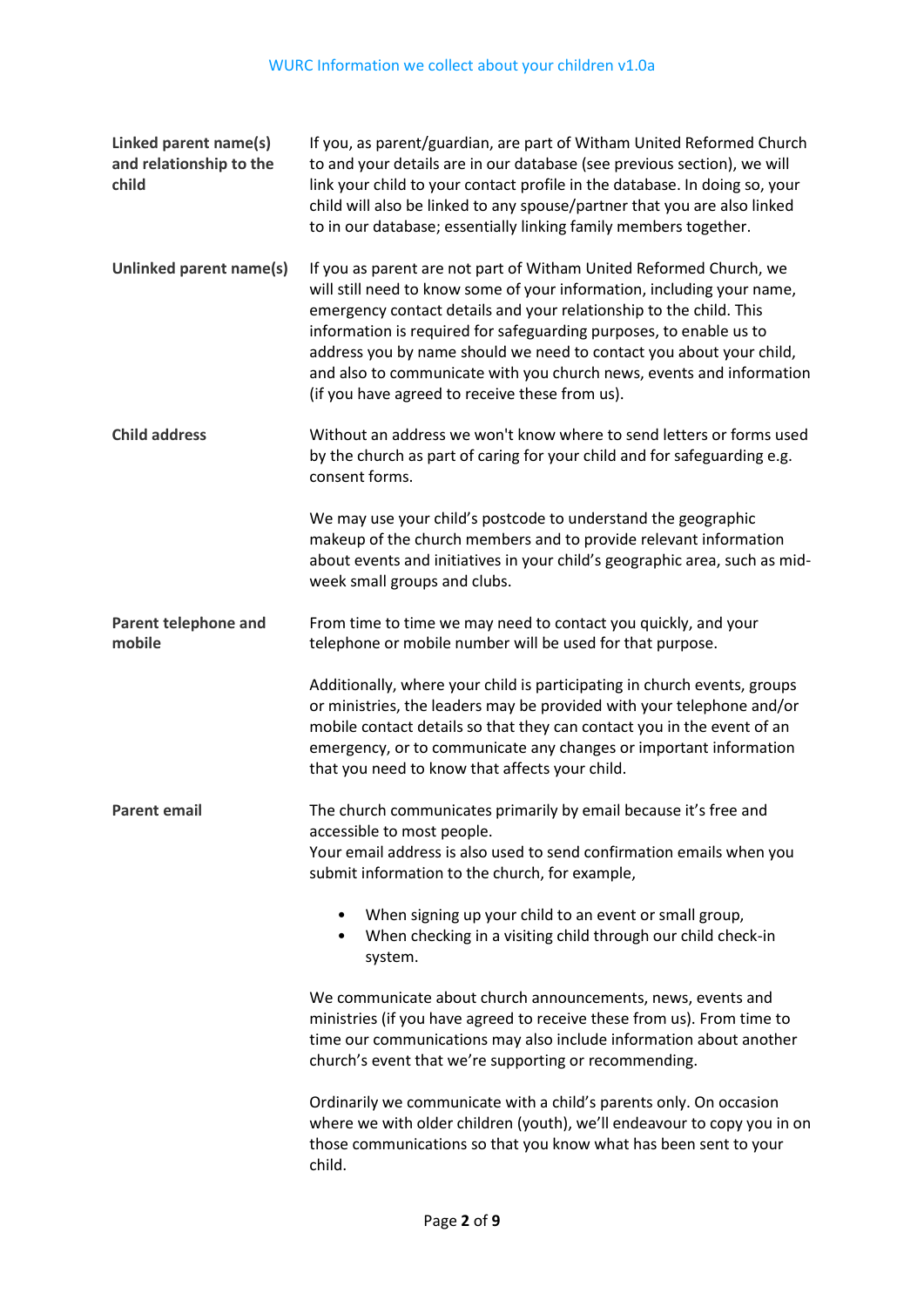| | |
|---|---|
| **Linked parent name(s) and relationship to the child** | If you, as parent/guardian, are part of Witham United Reformed Church to and your details are in our database (see previous section), we will link your child to your contact profile in the database. In doing so, your child will also be linked to any spouse/partner that you are also linked to in our database; essentially linking family members together. |
| **Unlinked parent name(s)** | If you as parent are not part of Witham United Reformed Church, we will still need to know some of your information, including your name, emergency contact details and your relationship to the child. This information is required for safeguarding purposes, to enable us to address you by name should we need to contact you about your child, and also to communicate with you church news, events and information (if you have agreed to receive these from us). |
| **Child address** | Without an address we won't know where to send letters or forms used by the church as part of caring for your child and for safeguarding e.g. consent forms.<br><br>We may use your child's postcode to understand the geographic makeup of the church members and to provide relevant information about events and initiatives in your child's geographic area, such as mid-week small groups and clubs. |
| **Parent telephone and mobile** | From time to time we may need to contact you quickly, and your telephone or mobile number will be used for that purpose.<br><br>Additionally, where your child is participating in church events, groups or ministries, the leaders may be provided with your telephone and/or mobile contact details so that they can contact you in the event of an emergency, or to communicate any changes or important information that you need to know that affects your child. |
| **Parent email** | The church communicates primarily by email because it's free and accessible to most people.<br>Your email address is also used to send confirmation emails when you submit information to the church, for example,<br><br>• When signing up your child to an event or small group,<br>• When checking in a visiting child through our child check-in system.<br><br>We communicate about church announcements, news, events and ministries (if you have agreed to receive these from us). From time to time our communications may also include information about another church's event that we're supporting or recommending.<br><br>Ordinarily we communicate with a child's parents only. On occasion where we with older children (youth), we'll endeavour to copy you in on those communications so that you know what has been sent to your child. |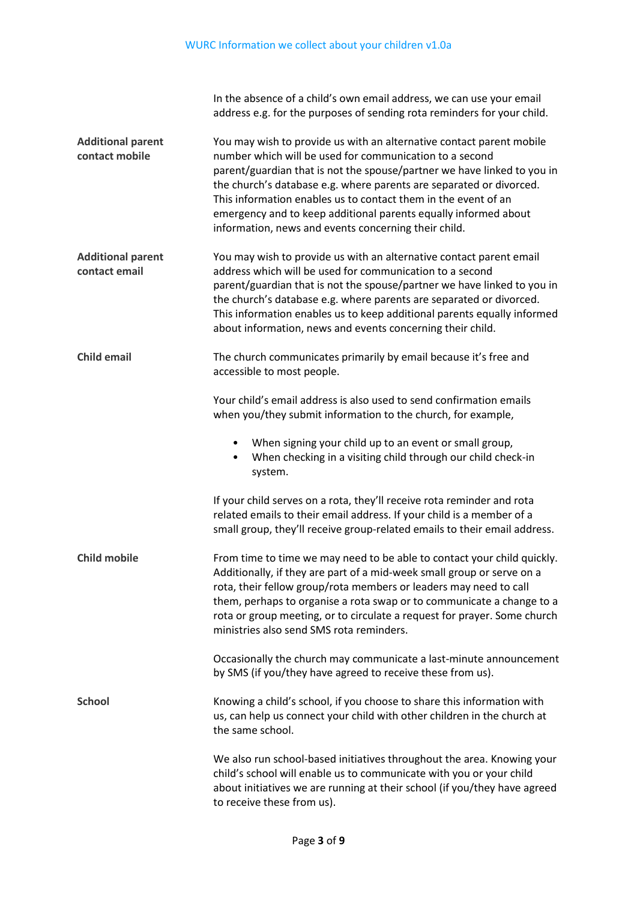In the absence of a child's own email address, we can use your email address e.g. for the purposes of sending rota reminders for your child.

**Additional parent contact mobile**

You may wish to provide us with an alternative contact parent mobile number which will be used for communication to a second parent/guardian that is not the spouse/partner we have linked to you in the church's database e.g. where parents are separated or divorced. This information enables us to contact them in the event of an emergency and to keep additional parents equally informed about information, news and events concerning their child.

**Additional parent contact email**

You may wish to provide us with an alternative contact parent email address which will be used for communication to a second parent/guardian that is not the spouse/partner we have linked to you in the church's database e.g. where parents are separated or divorced. This information enables us to keep additional parents equally informed about information, news and events concerning their child.

**Child email**

The church communicates primarily by email because it's free and accessible to most people.

Your child's email address is also used to send confirmation emails when you/they submit information to the church, for example,

- When signing your child up to an event or small group,
- When checking in a visiting child through our child check-in system.

If your child serves on a rota, they'll receive rota reminder and rota related emails to their email address. If your child is a member of a small group, they'll receive group-related emails to their email address.

**Child mobile**

From time to time we may need to be able to contact your child quickly. Additionally, if they are part of a mid-week small group or serve on a rota, their fellow group/rota members or leaders may need to call them, perhaps to organise a rota swap or to communicate a change to a rota or group meeting, or to circulate a request for prayer. Some church ministries also send SMS rota reminders.

Occasionally the church may communicate a last-minute announcement by SMS (if you/they have agreed to receive these from us).

**School**

Knowing a child's school, if you choose to share this information with us, can help us connect your child with other children in the church at the same school.

We also run school-based initiatives throughout the area. Knowing your child's school will enable us to communicate with you or your child about initiatives we are running at their school (if you/they have agreed to receive these from us).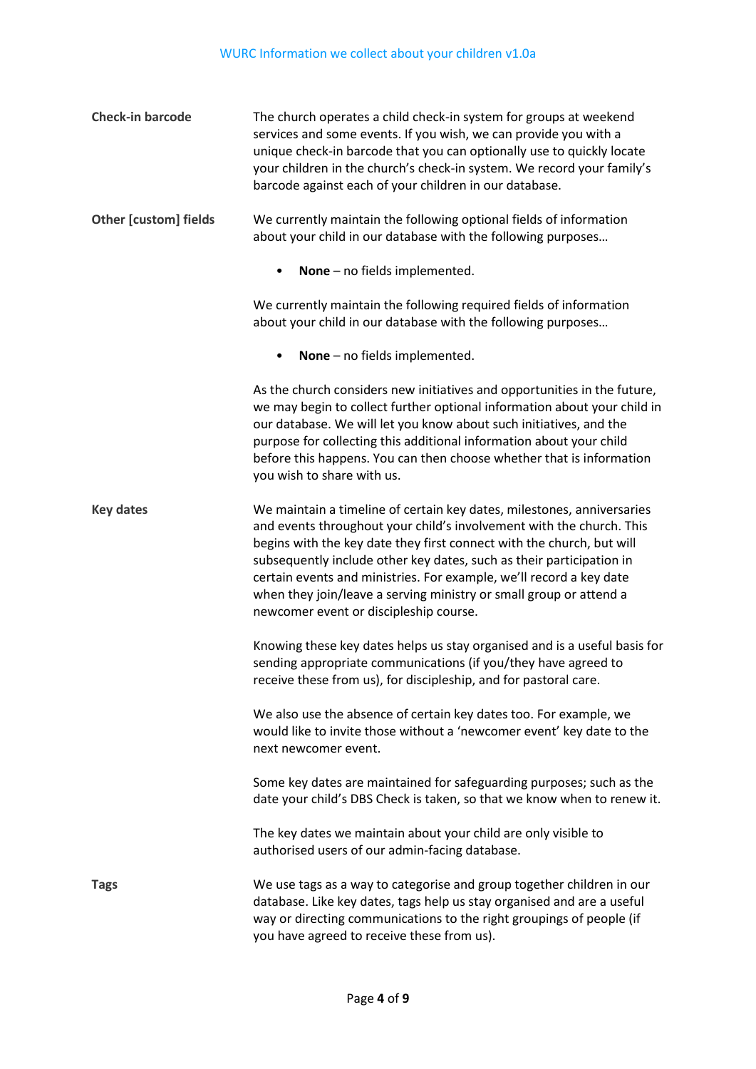**Check-in barcode**

The church operates a child check-in system for groups at weekend services and some events. If you wish, we can provide you with a unique check-in barcode that you can optionally use to quickly locate your children in the church's check-in system. We record your family's barcode against each of your children in our database.

**Other [custom] fields**

We currently maintain the following optional fields of information about your child in our database with the following purposes…

- **None** – no fields implemented.

We currently maintain the following required fields of information about your child in our database with the following purposes…

- **None** – no fields implemented.

As the church considers new initiatives and opportunities in the future, we may begin to collect further optional information about your child in our database. We will let you know about such initiatives, and the purpose for collecting this additional information about your child before this happens. You can then choose whether that is information you wish to share with us.

**Key dates**

We maintain a timeline of certain key dates, milestones, anniversaries and events throughout your child's involvement with the church. This begins with the key date they first connect with the church, but will subsequently include other key dates, such as their participation in certain events and ministries. For example, we'll record a key date when they join/leave a serving ministry or small group or attend a newcomer event or discipleship course.

Knowing these key dates helps us stay organised and is a useful basis for sending appropriate communications (if you/they have agreed to receive these from us), for discipleship, and for pastoral care.

We also use the absence of certain key dates too. For example, we would like to invite those without a 'newcomer event' key date to the next newcomer event.

Some key dates are maintained for safeguarding purposes; such as the date your child's DBS Check is taken, so that we know when to renew it.

The key dates we maintain about your child are only visible to authorised users of our admin-facing database.

**Tags**

We use tags as a way to categorise and group together children in our database. Like key dates, tags help us stay organised and are a useful way or directing communications to the right groupings of people (if you have agreed to receive these from us).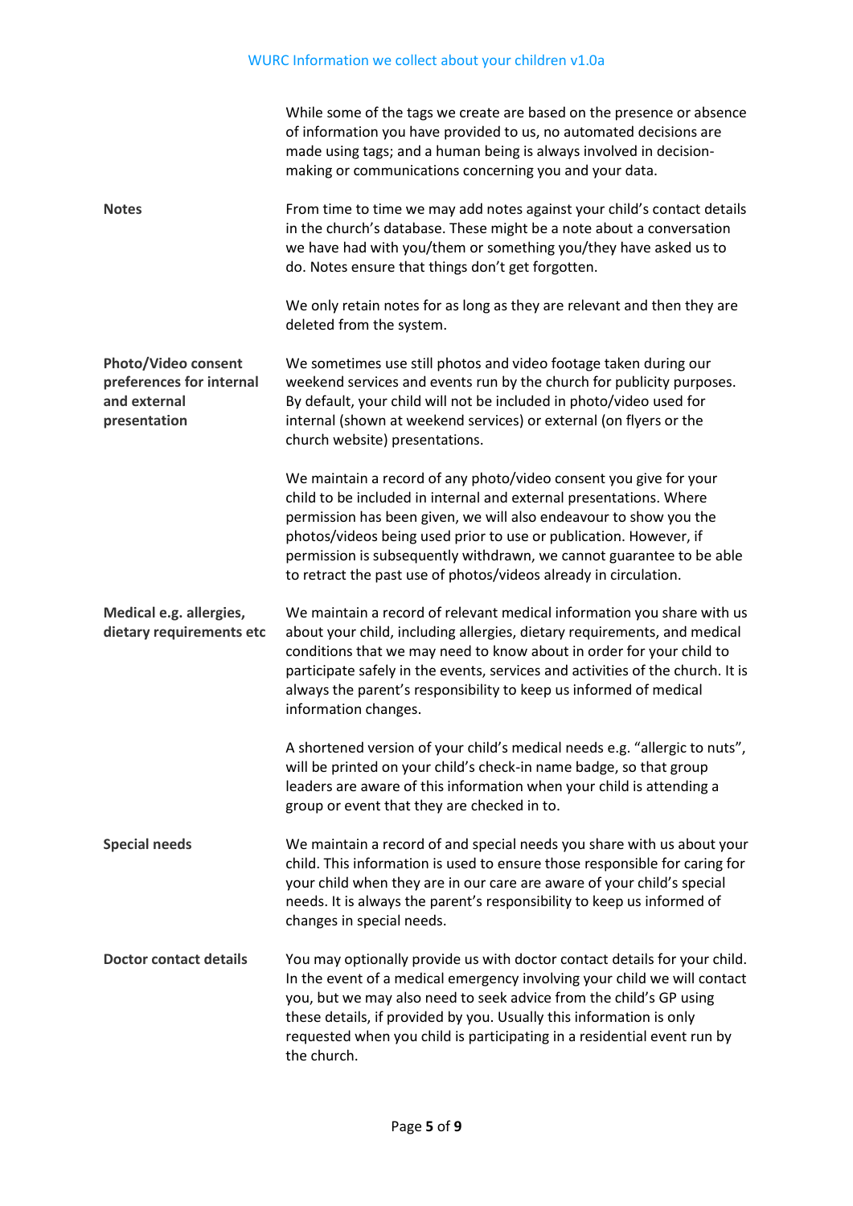While some of the tags we create are based on the presence or absence of information you have provided to us, no automated decisions are made using tags; and a human being is always involved in decision-making or communications concerning you and your data.

| | |
|---|---|
| **Notes** | From time to time we may add notes against your child's contact details in the church's database. These might be a note about a conversation we have had with you/them or something you/they have asked us to do. Notes ensure that things don't get forgotten.<br><br>We only retain notes for as long as they are relevant and then they are deleted from the system. |
| **Photo/Video consent preferences for internal and external presentation** | We sometimes use still photos and video footage taken during our weekend services and events run by the church for publicity purposes. By default, your child will not be included in photo/video used for internal (shown at weekend services) or external (on flyers or the church website) presentations.<br><br>We maintain a record of any photo/video consent you give for your child to be included in internal and external presentations. Where permission has been given, we will also endeavour to show you the photos/videos being used prior to use or publication. However, if permission is subsequently withdrawn, we cannot guarantee to be able to retract the past use of photos/videos already in circulation. |
| **Medical e.g. allergies, dietary requirements etc** | We maintain a record of relevant medical information you share with us about your child, including allergies, dietary requirements, and medical conditions that we may need to know about in order for your child to participate safely in the events, services and activities of the church. It is always the parent's responsibility to keep us informed of medical information changes.<br><br>A shortened version of your child's medical needs e.g. "allergic to nuts", will be printed on your child's check-in name badge, so that group leaders are aware of this information when your child is attending a group or event that they are checked in to. |
| **Special needs** | We maintain a record of and special needs you share with us about your child. This information is used to ensure those responsible for caring for your child when they are in our care are aware of your child's special needs. It is always the parent's responsibility to keep us informed of changes in special needs. |
| **Doctor contact details** | You may optionally provide us with doctor contact details for your child. In the event of a medical emergency involving your child we will contact you, but we may also need to seek advice from the child's GP using these details, if provided by you. Usually this information is only requested when you child is participating in a residential event run by the church. |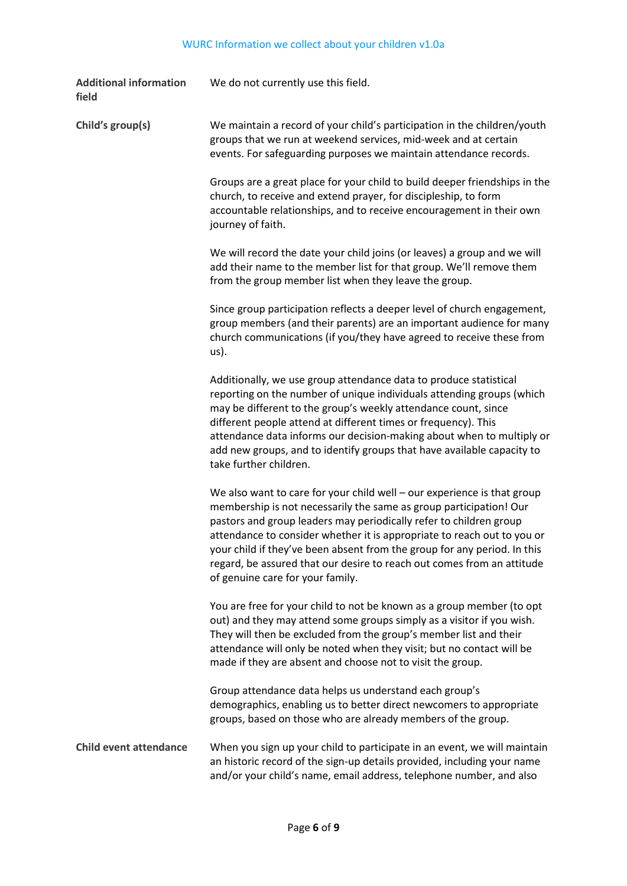| | |
|---|---|
| **Additional information field** | We do not currently use this field. |
| **Child's group(s)** | We maintain a record of your child's participation in the children/youth groups that we run at weekend services, mid-week and at certain events. For safeguarding purposes we maintain attendance records.<br><br>Groups are a great place for your child to build deeper friendships in the church, to receive and extend prayer, for discipleship, to form accountable relationships, and to receive encouragement in their own journey of faith.<br><br>We will record the date your child joins (or leaves) a group and we will add their name to the member list for that group. We'll remove them from the group member list when they leave the group.<br><br>Since group participation reflects a deeper level of church engagement, group members (and their parents) are an important audience for many church communications (if you/they have agreed to receive these from us).<br><br>Additionally, we use group attendance data to produce statistical reporting on the number of unique individuals attending groups (which may be different to the group's weekly attendance count, since different people attend at different times or frequency). This attendance data informs our decision-making about when to multiply or add new groups, and to identify groups that have available capacity to take further children.<br><br>We also want to care for your child well – our experience is that group membership is not necessarily the same as group participation! Our pastors and group leaders may periodically refer to children group attendance to consider whether it is appropriate to reach out to you or your child if they've been absent from the group for any period. In this regard, be assured that our desire to reach out comes from an attitude of genuine care for your family.<br><br>You are free for your child to not be known as a group member (to opt out) and they may attend some groups simply as a visitor if you wish. They will then be excluded from the group's member list and their attendance will only be noted when they visit; but no contact will be made if they are absent and choose not to visit the group.<br><br>Group attendance data helps us understand each group's demographics, enabling us to better direct newcomers to appropriate groups, based on those who are already members of the group. |
| **Child event attendance** | When you sign up your child to participate in an event, we will maintain an historic record of the sign-up details provided, including your name and/or your child's name, email address, telephone number, and also |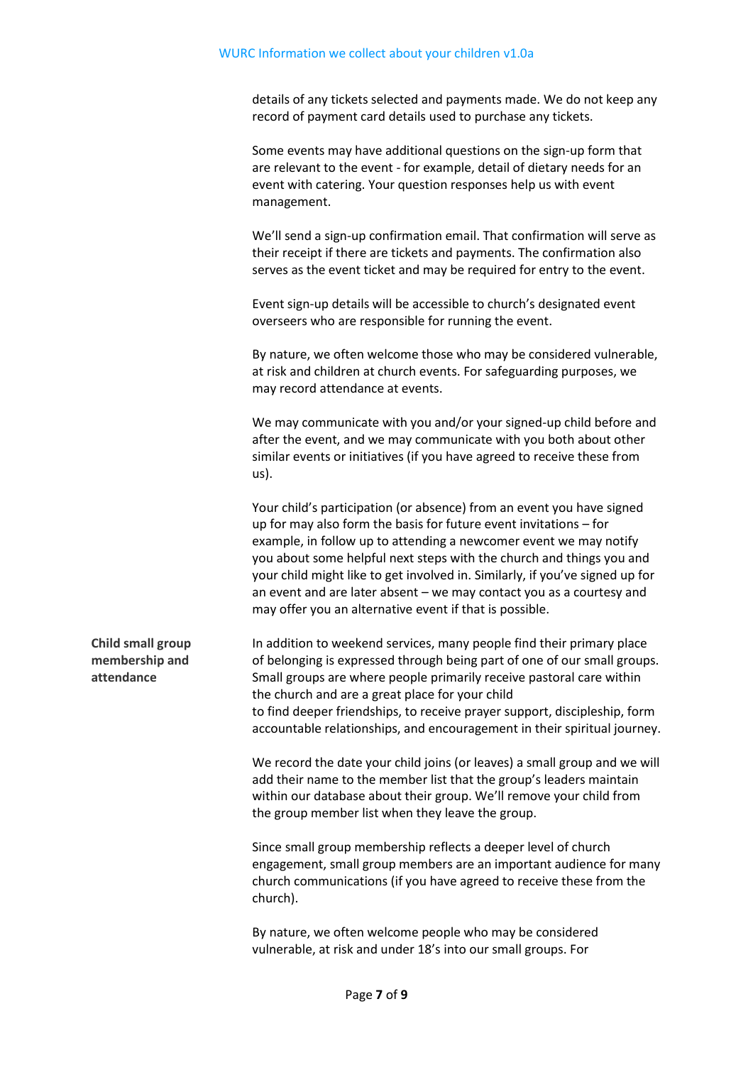details of any tickets selected and payments made. We do not keep any record of payment card details used to purchase any tickets.

Some events may have additional questions on the sign-up form that are relevant to the event - for example, detail of dietary needs for an event with catering. Your question responses help us with event management.

We'll send a sign-up confirmation email. That confirmation will serve as their receipt if there are tickets and payments. The confirmation also serves as the event ticket and may be required for entry to the event.

Event sign-up details will be accessible to church's designated event overseers who are responsible for running the event.

By nature, we often welcome those who may be considered vulnerable, at risk and children at church events. For safeguarding purposes, we may record attendance at events.

We may communicate with you and/or your signed-up child before and after the event, and we may communicate with you both about other similar events or initiatives (if you have agreed to receive these from us).

Your child's participation (or absence) from an event you have signed up for may also form the basis for future event invitations – for example, in follow up to attending a newcomer event we may notify you about some helpful next steps with the church and things you and your child might like to get involved in. Similarly, if you've signed up for an event and are later absent – we may contact you as a courtesy and may offer you an alternative event if that is possible.

**Child small group membership and attendance**

In addition to weekend services, many people find their primary place of belonging is expressed through being part of one of our small groups. Small groups are where people primarily receive pastoral care within the church and are a great place for your child to find deeper friendships, to receive prayer support, discipleship, form accountable relationships, and encouragement in their spiritual journey.

We record the date your child joins (or leaves) a small group and we will add their name to the member list that the group's leaders maintain within our database about their group. We'll remove your child from the group member list when they leave the group.

Since small group membership reflects a deeper level of church engagement, small group members are an important audience for many church communications (if you have agreed to receive these from the church).

By nature, we often welcome people who may be considered vulnerable, at risk and under 18's into our small groups. For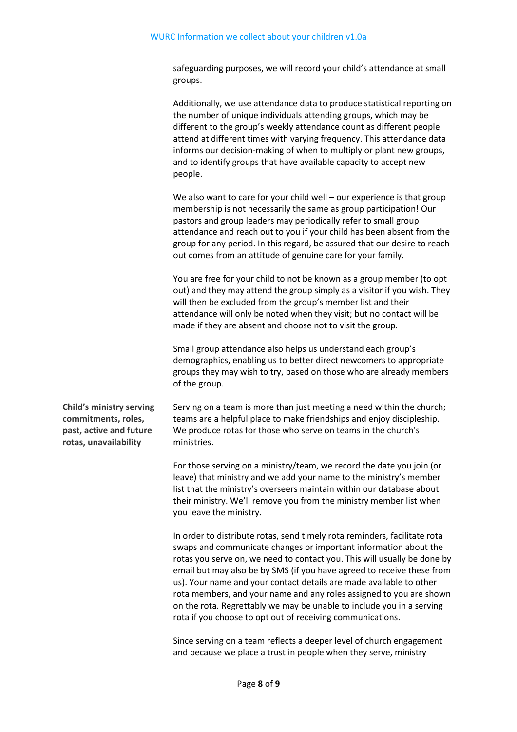safeguarding purposes, we will record your child's attendance at small groups.

Additionally, we use attendance data to produce statistical reporting on the number of unique individuals attending groups, which may be different to the group's weekly attendance count as different people attend at different times with varying frequency. This attendance data informs our decision-making of when to multiply or plant new groups, and to identify groups that have available capacity to accept new people.

We also want to care for your child well – our experience is that group membership is not necessarily the same as group participation! Our pastors and group leaders may periodically refer to small group attendance and reach out to you if your child has been absent from the group for any period. In this regard, be assured that our desire to reach out comes from an attitude of genuine care for your family.

You are free for your child to not be known as a group member (to opt out) and they may attend the group simply as a visitor if you wish. They will then be excluded from the group's member list and their attendance will only be noted when they visit; but no contact will be made if they are absent and choose not to visit the group.

Small group attendance also helps us understand each group's demographics, enabling us to better direct newcomers to appropriate groups they may wish to try, based on those who are already members of the group.

**Child's ministry serving commitments, roles, past, active and future rotas, unavailability**

Serving on a team is more than just meeting a need within the church; teams are a helpful place to make friendships and enjoy discipleship. We produce rotas for those who serve on teams in the church's ministries.

For those serving on a ministry/team, we record the date you join (or leave) that ministry and we add your name to the ministry's member list that the ministry's overseers maintain within our database about their ministry. We'll remove you from the ministry member list when you leave the ministry.

In order to distribute rotas, send timely rota reminders, facilitate rota swaps and communicate changes or important information about the rotas you serve on, we need to contact you. This will usually be done by email but may also be by SMS (if you have agreed to receive these from us). Your name and your contact details are made available to other rota members, and your name and any roles assigned to you are shown on the rota. Regrettably we may be unable to include you in a serving rota if you choose to opt out of receiving communications.

Since serving on a team reflects a deeper level of church engagement and because we place a trust in people when they serve, ministry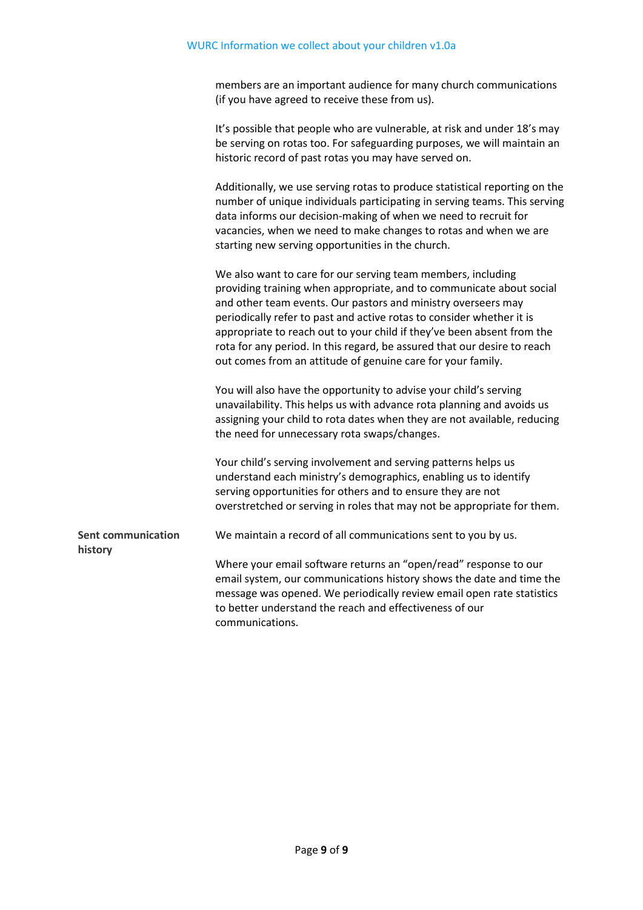members are an important audience for many church communications (if you have agreed to receive these from us).

It's possible that people who are vulnerable, at risk and under 18's may be serving on rotas too. For safeguarding purposes, we will maintain an historic record of past rotas you may have served on.

Additionally, we use serving rotas to produce statistical reporting on the number of unique individuals participating in serving teams. This serving data informs our decision-making of when we need to recruit for vacancies, when we need to make changes to rotas and when we are starting new serving opportunities in the church.

We also want to care for our serving team members, including providing training when appropriate, and to communicate about social and other team events. Our pastors and ministry overseers may periodically refer to past and active rotas to consider whether it is appropriate to reach out to your child if they've been absent from the rota for any period. In this regard, be assured that our desire to reach out comes from an attitude of genuine care for your family.

You will also have the opportunity to advise your child's serving unavailability. This helps us with advance rota planning and avoids us assigning your child to rota dates when they are not available, reducing the need for unnecessary rota swaps/changes.

Your child's serving involvement and serving patterns helps us understand each ministry's demographics, enabling us to identify serving opportunities for others and to ensure they are not overstretched or serving in roles that may not be appropriate for them.

**Sent communication history**

We maintain a record of all communications sent to you by us.

Where your email software returns an "open/read" response to our email system, our communications history shows the date and time the message was opened. We periodically review email open rate statistics to better understand the reach and effectiveness of our communications.